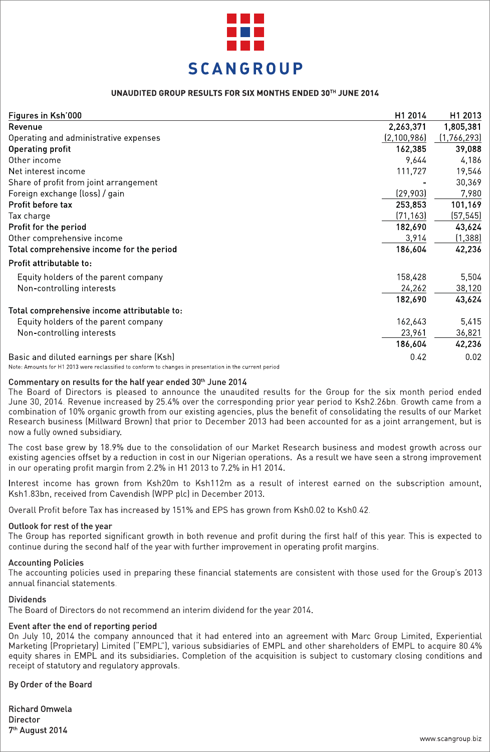# SCANGROUP

## UNAUDITED GROUP RESULTS FOR SIX MONTHS ENDED 30TH JUNE 2014

| Figures in Ksh'000 | H1 2014 | H1 2013 |
|---|---|---|
| **Revenue** | **2,263,371** | **1,805,381** |
| Operating and administrative expenses | (2,100,986) | (1,766,293) |
| **Operating profit** | **162,385** | **39,088** |
| Other income | 9,644 | 4,186 |
| Net interest income | 111,727 | 19,546 |
| Share of profit from joint arrangement | - | 30,369 |
| Foreign exchange (loss) / gain | (29,903) | 7,980 |
| **Profit before tax** | **253,853** | **101,169** |
| Tax charge | (71,163) | (57,545) |
| **Profit for the period** | **182,690** | **43,624** |
| Other comprehensive income | 3,914 | (1,388) |
| **Total comprehensive income for the period** | **186,604** | **42,236** |
| **Profit attributable to:** | | |
| Equity holders of the parent company | 158,428 | 5,504 |
| Non-controlling interests | 24,262 | 38,120 |
| | **182,690** | **43,624** |
| **Total comprehensive income attributable to:** | | |
| Equity holders of the parent company | 162,643 | 5,415 |
| Non-controlling interests | 23,961 | 36,821 |
| | **186,604** | **42,236** |
| Basic and diluted earnings per share (Ksh) | 0.42 | 0.02 |

Note: Amounts for H1 2013 were reclassified to conform to changes in presentation in the current period

### Commentary on results for the half year ended 30th June 2014

The Board of Directors is pleased to announce the unaudited results for the Group for the six month period ended June 30, 2014. Revenue increased by 25.4% over the corresponding prior year period to Ksh2.26bn. Growth came from a combination of 10% organic growth from our existing agencies, plus the benefit of consolidating the results of our Market Research business (Millward Brown) that prior to December 2013 had been accounted for as a joint arrangement, but is now a fully owned subsidiary.

The cost base grew by 18.9% due to the consolidation of our Market Research business and modest growth across our existing agencies offset by a reduction in cost in our Nigerian operations. As a result we have seen a strong improvement in our operating profit margin from 2.2% in H1 2013 to 7.2% in H1 2014.

Interest income has grown from Ksh20m to Ksh112m as a result of interest earned on the subscription amount, Ksh1.83bn, received from Cavendish (WPP plc) in December 2013.

Overall Profit before Tax has increased by 151% and EPS has grown from Ksh0.02 to Ksh0.42.

### Outlook for rest of the year

The Group has reported significant growth in both revenue and profit during the first half of this year. This is expected to continue during the second half of the year with further improvement in operating profit margins.

### Accounting Policies

The accounting policies used in preparing these financial statements are consistent with those used for the Group's 2013 annual financial statements.

### Dividends

The Board of Directors do not recommend an interim dividend for the year 2014.

### Event after the end of reporting period

On July 10, 2014 the company announced that it had entered into an agreement with Marc Group Limited, Experiential Marketing (Proprietary) Limited ("EMPL"), various subsidiaries of EMPL and other shareholders of EMPL to acquire 80.4% equity shares in EMPL and its subsidiaries. Completion of the acquisition is subject to customary closing conditions and receipt of statutory and regulatory approvals.

By Order of the Board

Richard Omwela
Director
7th August 2014

www.scangroup.biz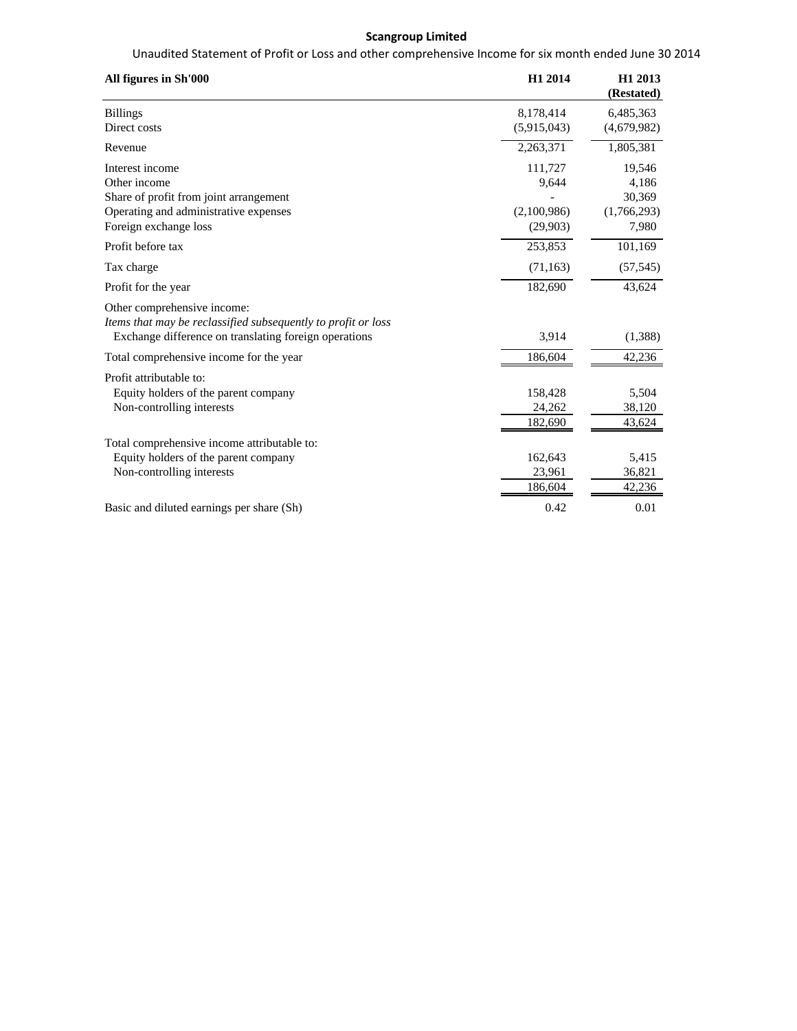**Scangroup Limited**

Unaudited Statement of Profit or Loss and other comprehensive Income for six month ended June 30 2014

| All figures in Sh'000 | H1 2014 | H1 2013 (Restated) |
|---|---|---|
| Billings | 8,178,414 | 6,485,363 |
| Direct costs | (5,915,043) | (4,679,982) |
| Revenue | 2,263,371 | 1,805,381 |
| Interest income | 111,727 | 19,546 |
| Other income | 9,644 | 4,186 |
| Share of profit from joint arrangement | - | 30,369 |
| Operating and administrative expenses | (2,100,986) | (1,766,293) |
| Foreign exchange loss | (29,903) | 7,980 |
| Profit before tax | 253,853 | 101,169 |
| Tax charge | (71,163) | (57,545) |
| Profit for the year | 182,690 | 43,624 |
| Other comprehensive income: | | |
| *Items that may be reclassified subsequently to profit or loss* | | |
| Exchange difference on translating foreign operations | 3,914 | (1,388) |
| Total comprehensive income for the year | 186,604 | 42,236 |
| Profit attributable to: | | |
| Equity holders of the parent company | 158,428 | 5,504 |
| Non-controlling interests | 24,262 | 38,120 |
| | 182,690 | 43,624 |
| Total comprehensive income attributable to: | | |
| Equity holders of the parent company | 162,643 | 5,415 |
| Non-controlling interests | 23,961 | 36,821 |
| | 186,604 | 42,236 |
| Basic and diluted earnings per share (Sh) | 0.42 | 0.01 |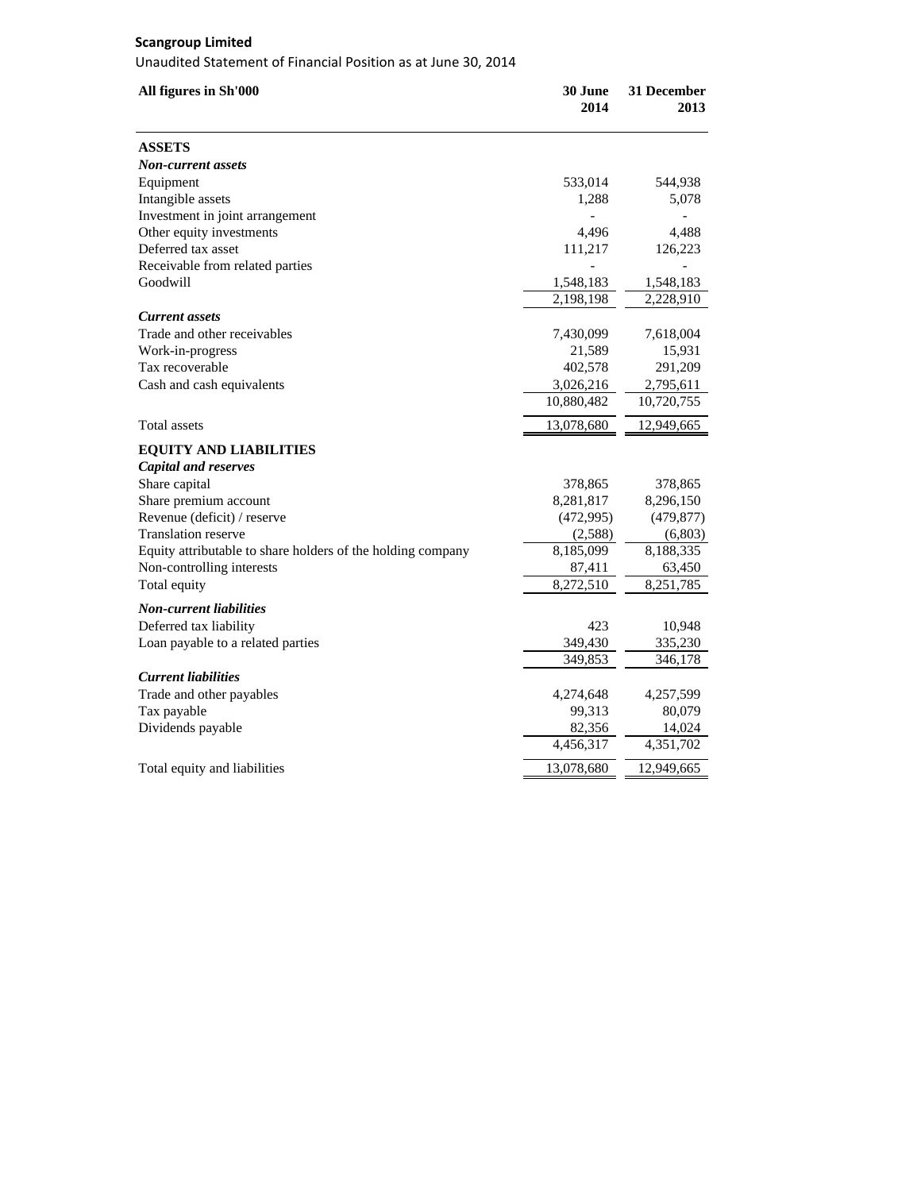**Scangroup Limited**

Unaudited Statement of Financial Position as at June 30, 2014

| All figures in Sh'000 | 30 June 2014 | 31 December 2013 |
|---|---|---|
| **ASSETS** | | |
| ***Non-current assets*** | | |
| Equipment | 533,014 | 544,938 |
| Intangible assets | 1,288 | 5,078 |
| Investment in joint arrangement | - | - |
| Other equity investments | 4,496 | 4,488 |
| Deferred tax asset | 111,217 | 126,223 |
| Receivable from related parties | - | - |
| Goodwill | 1,548,183 | 1,548,183 |
| | 2,198,198 | 2,228,910 |
| ***Current assets*** | | |
| Trade and other receivables | 7,430,099 | 7,618,004 |
| Work-in-progress | 21,589 | 15,931 |
| Tax recoverable | 402,578 | 291,209 |
| Cash and cash equivalents | 3,026,216 | 2,795,611 |
| | 10,880,482 | 10,720,755 |
| Total assets | 13,078,680 | 12,949,665 |
| **EQUITY AND LIABILITIES** | | |
| ***Capital and reserves*** | | |
| Share capital | 378,865 | 378,865 |
| Share premium account | 8,281,817 | 8,296,150 |
| Revenue (deficit) / reserve | (472,995) | (479,877) |
| Translation reserve | (2,588) | (6,803) |
| Equity attributable to share holders of the holding company | 8,185,099 | 8,188,335 |
| Non-controlling interests | 87,411 | 63,450 |
| Total equity | 8,272,510 | 8,251,785 |
| ***Non-current liabilities*** | | |
| Deferred tax liability | 423 | 10,948 |
| Loan payable to a related parties | 349,430 | 335,230 |
| | 349,853 | 346,178 |
| ***Current liabilities*** | | |
| Trade and other payables | 4,274,648 | 4,257,599 |
| Tax payable | 99,313 | 80,079 |
| Dividends payable | 82,356 | 14,024 |
| | 4,456,317 | 4,351,702 |
| Total equity and liabilities | 13,078,680 | 12,949,665 |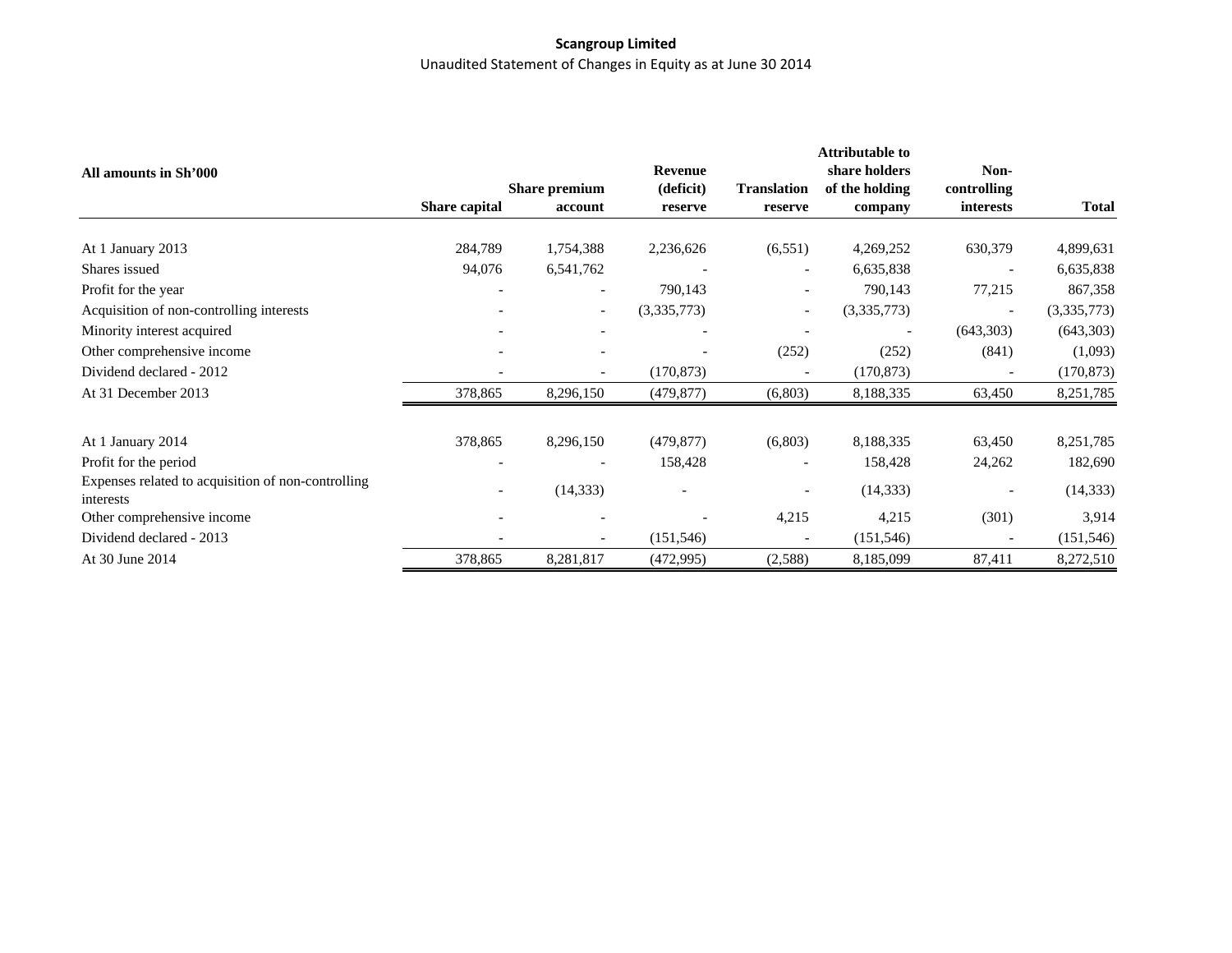**Scangroup Limited**

Unaudited Statement of Changes in Equity as at June 30 2014

| All amounts in Sh'000 | Share capital | Share premium account | Revenue (deficit) reserve | Translation reserve | Attributable to share holders of the holding company | Non-controlling interests | Total |
|---|---|---|---|---|---|---|---|
| At 1 January 2013 | 284,789 | 1,754,388 | 2,236,626 | (6,551) | 4,269,252 | 630,379 | 4,899,631 |
| Shares issued | 94,076 | 6,541,762 | - | - | 6,635,838 | - | 6,635,838 |
| Profit for the year | - | - | 790,143 | - | 790,143 | 77,215 | 867,358 |
| Acquisition of non-controlling interests | - | - | (3,335,773) | - | (3,335,773) | - | (3,335,773) |
| Minority interest acquired | - | - | - | - | - | (643,303) | (643,303) |
| Other comprehensive income | - | - | - | (252) | (252) | (841) | (1,093) |
| Dividend declared - 2012 | - | - | (170,873) | - | (170,873) | - | (170,873) |
| At 31 December 2013 | 378,865 | 8,296,150 | (479,877) | (6,803) | 8,188,335 | 63,450 | 8,251,785 |
| | | | | | | | |
| At 1 January 2014 | 378,865 | 8,296,150 | (479,877) | (6,803) | 8,188,335 | 63,450 | 8,251,785 |
| Profit for the period | - | - | 158,428 | - | 158,428 | 24,262 | 182,690 |
| Expenses related to acquisition of non-controlling interests | - | (14,333) | - | - | (14,333) | - | (14,333) |
| Other comprehensive income | - | - | - | 4,215 | 4,215 | (301) | 3,914 |
| Dividend declared - 2013 | - | - | (151,546) | - | (151,546) | - | (151,546) |
| At 30 June 2014 | 378,865 | 8,281,817 | (472,995) | (2,588) | 8,185,099 | 87,411 | 8,272,510 |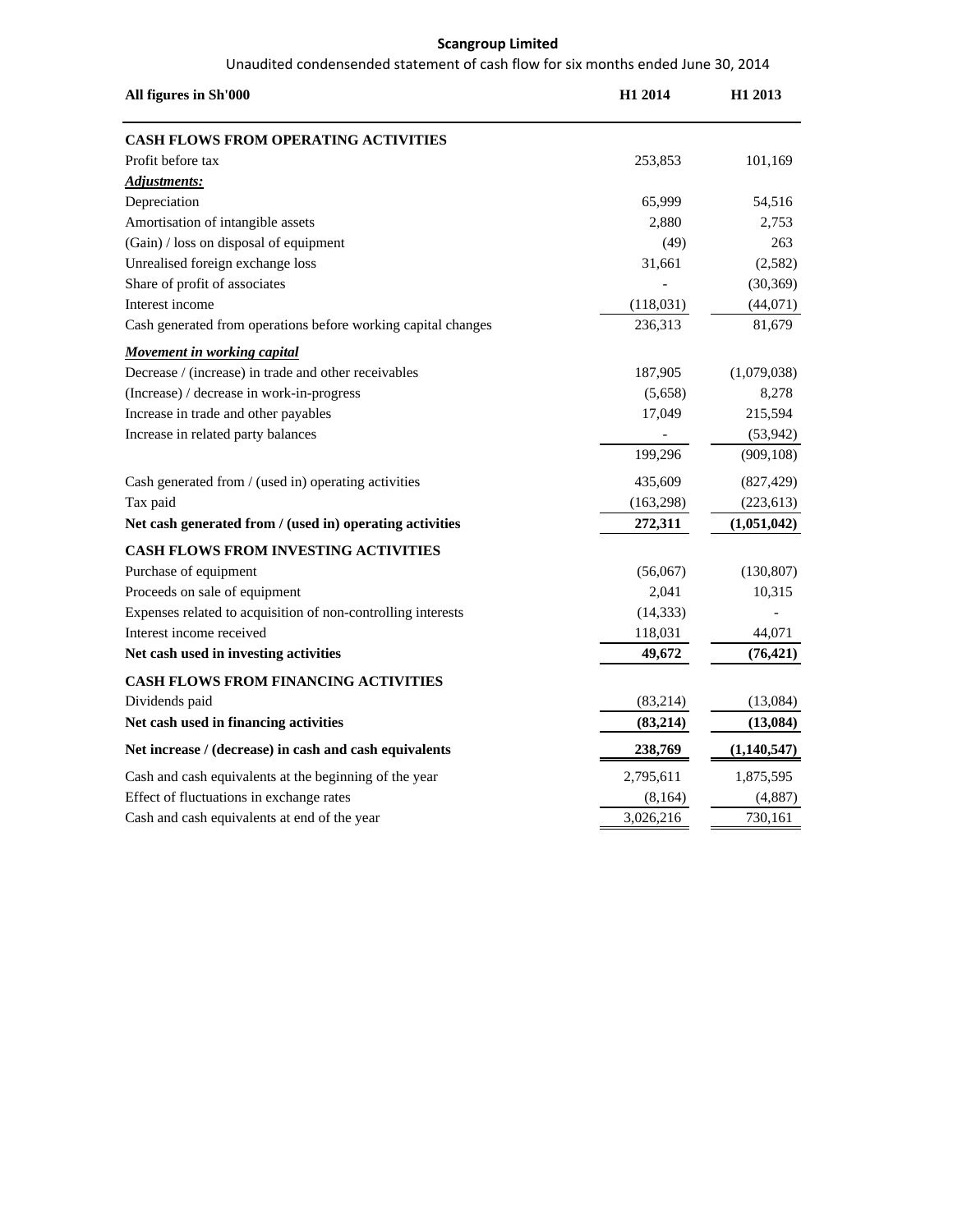**Scangroup Limited**

Unaudited condensended statement of cash flow for six months ended June 30, 2014

| All figures in Sh'000 | H1 2014 | H1 2013 |
|---|---|---|
| **CASH FLOWS FROM OPERATING ACTIVITIES** | | |
| Profit before tax | 253,853 | 101,169 |
| ***Adjustments:*** | | |
| Depreciation | 65,999 | 54,516 |
| Amortisation of intangible assets | 2,880 | 2,753 |
| (Gain) / loss on disposal of equipment | (49) | 263 |
| Unrealised foreign exchange loss | 31,661 | (2,582) |
| Share of profit of associates | - | (30,369) |
| Interest income | (118,031) | (44,071) |
| Cash generated from operations before working capital changes | 236,313 | 81,679 |
| ***Movement in working capital*** | | |
| Decrease / (increase) in trade and other receivables | 187,905 | (1,079,038) |
| (Increase) / decrease in work-in-progress | (5,658) | 8,278 |
| Increase in trade and other payables | 17,049 | 215,594 |
| Increase in related party balances | - | (53,942) |
| | 199,296 | (909,108) |
| Cash generated from / (used in) operating activities | 435,609 | (827,429) |
| Tax paid | (163,298) | (223,613) |
| **Net cash generated from / (used in) operating activities** | **272,311** | **(1,051,042)** |
| **CASH FLOWS FROM INVESTING ACTIVITIES** | | |
| Purchase of equipment | (56,067) | (130,807) |
| Proceeds on sale of equipment | 2,041 | 10,315 |
| Expenses related to acquisition of non-controlling interests | (14,333) | - |
| Interest income received | 118,031 | 44,071 |
| **Net cash used in investing activities** | **49,672** | **(76,421)** |
| **CASH FLOWS FROM FINANCING ACTIVITIES** | | |
| Dividends paid | (83,214) | (13,084) |
| **Net cash used in financing activities** | **(83,214)** | **(13,084)** |
| **Net increase / (decrease) in cash and cash equivalents** | **238,769** | **(1,140,547)** |
| Cash and cash equivalents at the beginning of the year | 2,795,611 | 1,875,595 |
| Effect of fluctuations in exchange rates | (8,164) | (4,887) |
| Cash and cash equivalents at end of the year | 3,026,216 | 730,161 |